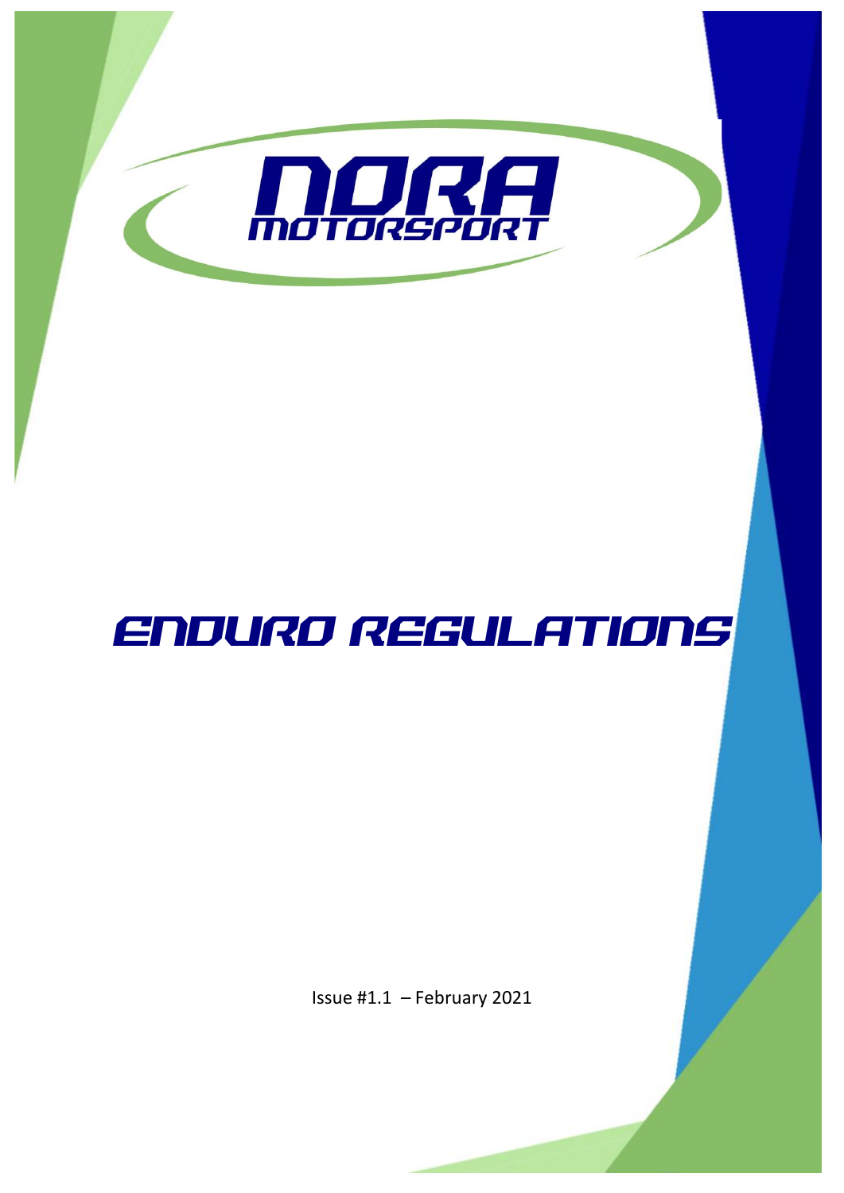# NORA MOTORSPORT

# ENDURO REGULATIONS

Issue #1.1 – February 2021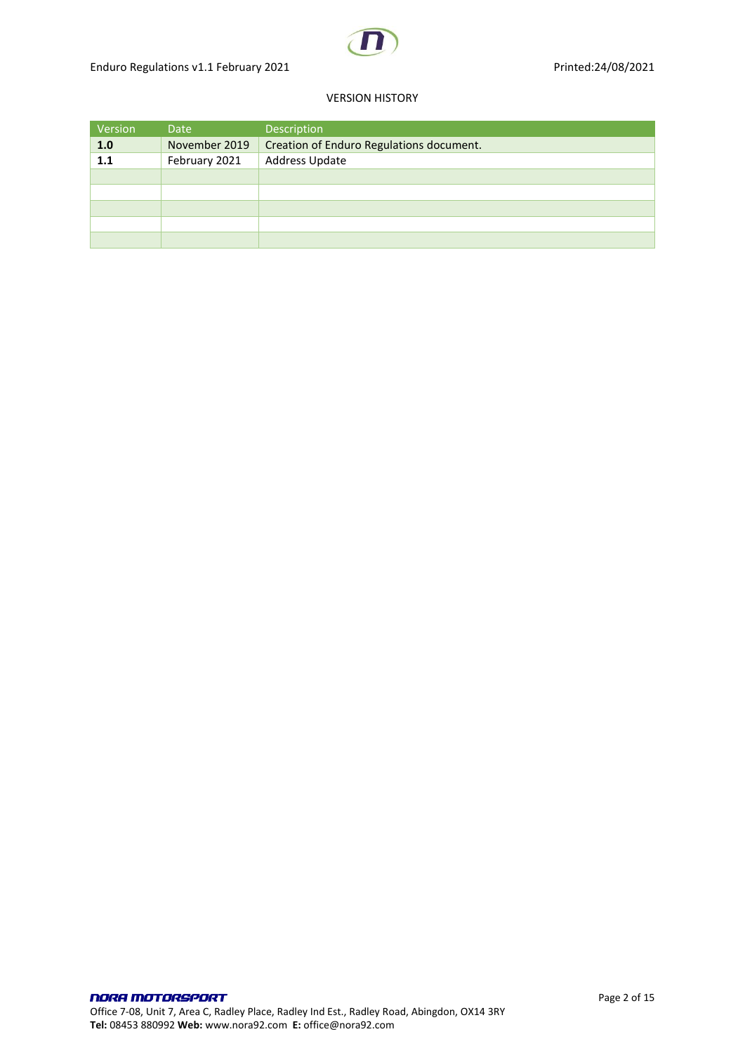VERSION HISTORY

| Version | Date | Description |
| --- | --- | --- |
| **1.0** | November 2019 | Creation of Enduro Regulations document. |
| **1.1** | February 2021 | Address Update |
| | | |
| | | |
| | | |
| | | |
| | | |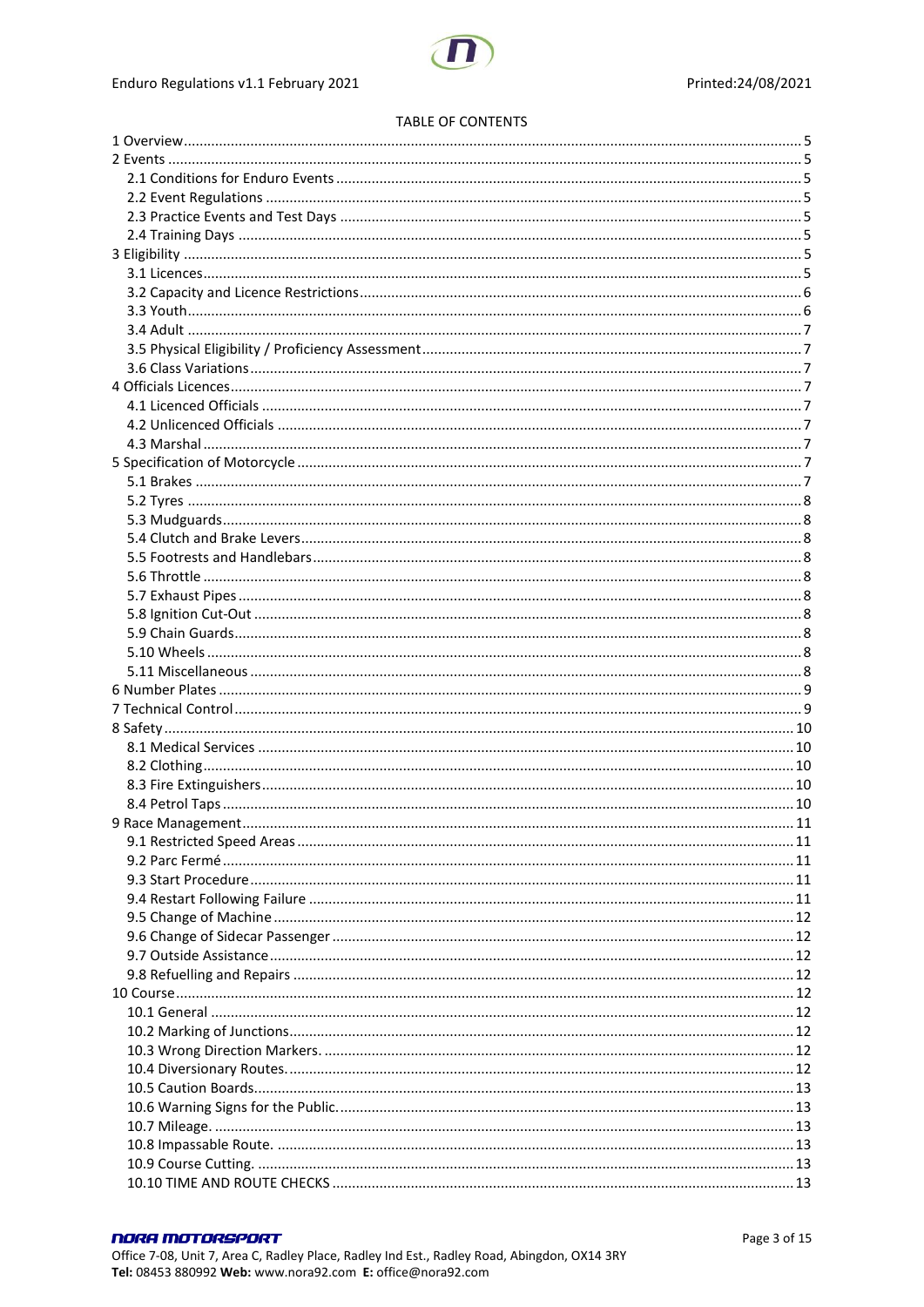TABLE OF CONTENTS

- 1 Overview ..... 5
- 2 Events ..... 5
  - 2.1 Conditions for Enduro Events ..... 5
  - 2.2 Event Regulations ..... 5
  - 2.3 Practice Events and Test Days ..... 5
  - 2.4 Training Days ..... 5
- 3 Eligibility ..... 5
  - 3.1 Licences ..... 5
  - 3.2 Capacity and Licence Restrictions ..... 6
  - 3.3 Youth ..... 6
  - 3.4 Adult ..... 7
  - 3.5 Physical Eligibility / Proficiency Assessment ..... 7
  - 3.6 Class Variations ..... 7
- 4 Officials Licences ..... 7
  - 4.1 Licenced Officials ..... 7
  - 4.2 Unlicenced Officials ..... 7
  - 4.3 Marshal ..... 7
- 5 Specification of Motorcycle ..... 7
  - 5.1 Brakes ..... 7
  - 5.2 Tyres ..... 8
  - 5.3 Mudguards ..... 8
  - 5.4 Clutch and Brake Levers ..... 8
  - 5.5 Footrests and Handlebars ..... 8
  - 5.6 Throttle ..... 8
  - 5.7 Exhaust Pipes ..... 8
  - 5.8 Ignition Cut-Out ..... 8
  - 5.9 Chain Guards ..... 8
  - 5.10 Wheels ..... 8
  - 5.11 Miscellaneous ..... 8
- 6 Number Plates ..... 9
- 7 Technical Control ..... 9
- 8 Safety ..... 10
  - 8.1 Medical Services ..... 10
  - 8.2 Clothing ..... 10
  - 8.3 Fire Extinguishers ..... 10
  - 8.4 Petrol Taps ..... 10
- 9 Race Management ..... 11
  - 9.1 Restricted Speed Areas ..... 11
  - 9.2 Parc Fermé ..... 11
  - 9.3 Start Procedure ..... 11
  - 9.4 Restart Following Failure ..... 11
  - 9.5 Change of Machine ..... 12
  - 9.6 Change of Sidecar Passenger ..... 12
  - 9.7 Outside Assistance ..... 12
  - 9.8 Refuelling and Repairs ..... 12
- 10 Course ..... 12
  - 10.1 General ..... 12
  - 10.2 Marking of Junctions ..... 12
  - 10.3 Wrong Direction Markers. ..... 12
  - 10.4 Diversionary Routes. ..... 12
  - 10.5 Caution Boards ..... 13
  - 10.6 Warning Signs for the Public. ..... 13
  - 10.7 Mileage. ..... 13
  - 10.8 Impassable Route. ..... 13
  - 10.9 Course Cutting. ..... 13
  - 10.10 TIME AND ROUTE CHECKS ..... 13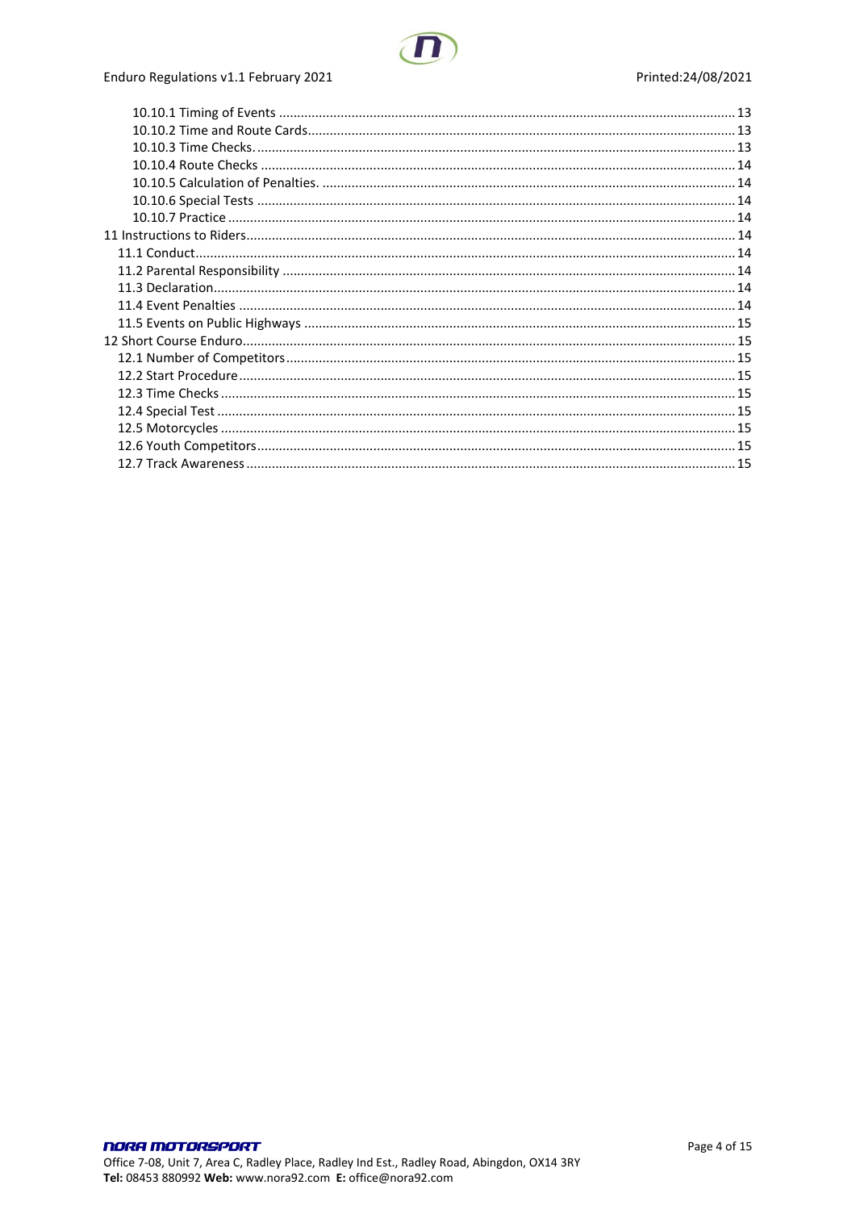10.10.1 Timing of Events ............ 13
10.10.2 Time and Route Cards ............ 13
10.10.3 Time Checks. ............ 13
10.10.4 Route Checks ............ 14
10.10.5 Calculation of Penalties. ............ 14
10.10.6 Special Tests ............ 14
10.10.7 Practice ............ 14
11 Instructions to Riders ............ 14
11.1 Conduct ............ 14
11.2 Parental Responsibility ............ 14
11.3 Declaration ............ 14
11.4 Event Penalties ............ 14
11.5 Events on Public Highways ............ 15
12 Short Course Enduro ............ 15
12.1 Number of Competitors ............ 15
12.2 Start Procedure ............ 15
12.3 Time Checks ............ 15
12.4 Special Test ............ 15
12.5 Motorcycles ............ 15
12.6 Youth Competitors ............ 15
12.7 Track Awareness ............ 15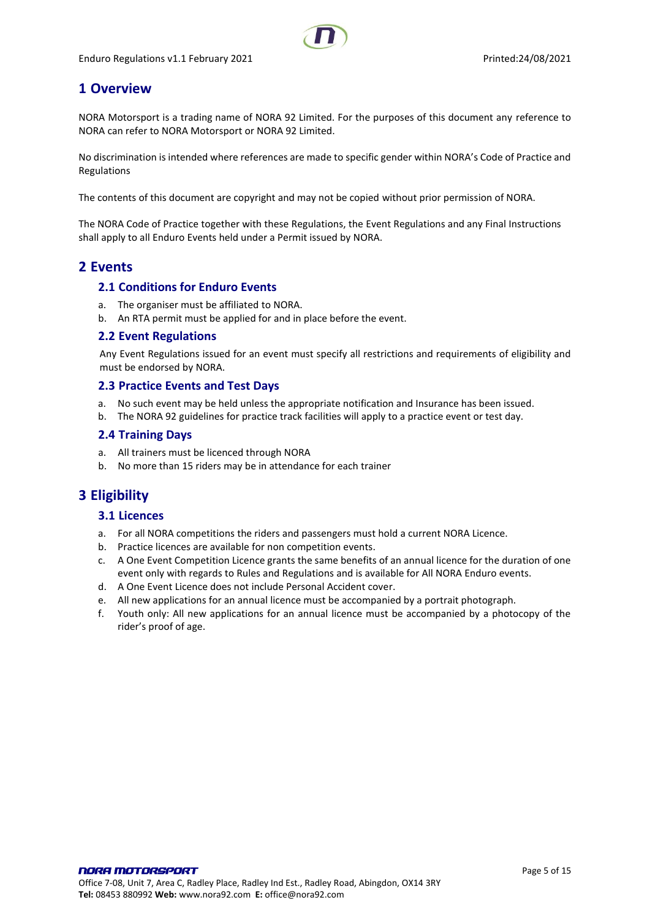# 1 Overview

NORA Motorsport is a trading name of NORA 92 Limited. For the purposes of this document any reference to NORA can refer to NORA Motorsport or NORA 92 Limited.

No discrimination is intended where references are made to specific gender within NORA's Code of Practice and Regulations

The contents of this document are copyright and may not be copied without prior permission of NORA.

The NORA Code of Practice together with these Regulations, the Event Regulations and any Final Instructions shall apply to all Enduro Events held under a Permit issued by NORA.

# 2 Events

## 2.1 Conditions for Enduro Events

a. The organiser must be affiliated to NORA.
b. An RTA permit must be applied for and in place before the event.

## 2.2 Event Regulations

Any Event Regulations issued for an event must specify all restrictions and requirements of eligibility and must be endorsed by NORA.

## 2.3 Practice Events and Test Days

a. No such event may be held unless the appropriate notification and Insurance has been issued.
b. The NORA 92 guidelines for practice track facilities will apply to a practice event or test day.

## 2.4 Training Days

a. All trainers must be licenced through NORA
b. No more than 15 riders may be in attendance for each trainer

# 3 Eligibility

## 3.1 Licences

a. For all NORA competitions the riders and passengers must hold a current NORA Licence.
b. Practice licences are available for non competition events.
c. A One Event Competition Licence grants the same benefits of an annual licence for the duration of one event only with regards to Rules and Regulations and is available for All NORA Enduro events.
d. A One Event Licence does not include Personal Accident cover.
e. All new applications for an annual licence must be accompanied by a portrait photograph.
f. Youth only: All new applications for an annual licence must be accompanied by a photocopy of the rider's proof of age.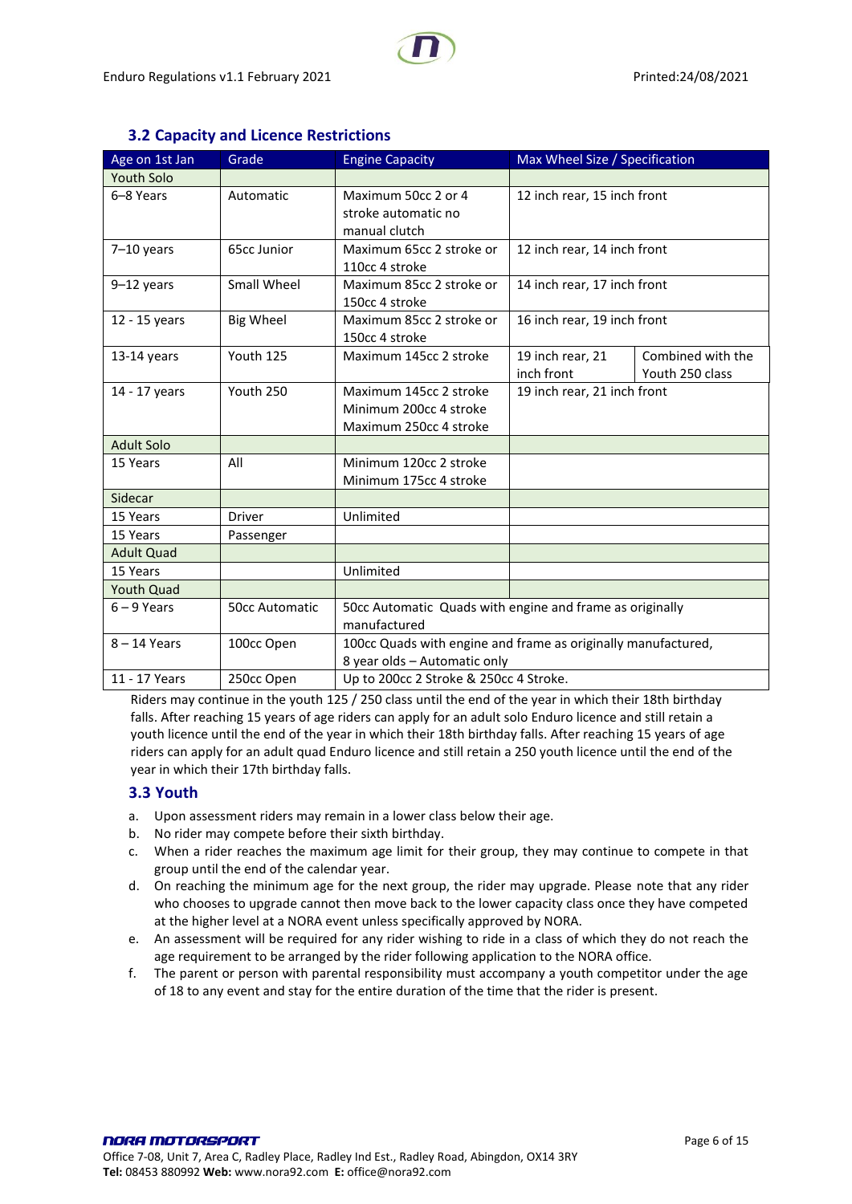## 3.2 Capacity and Licence Restrictions

| Age on 1st Jan | Grade | Engine Capacity | Max Wheel Size / Specification | |
|---|---|---|---|---|
| Youth Solo | | | | |
| 6–8 Years | Automatic | Maximum 50cc 2 or 4 stroke automatic no manual clutch | 12 inch rear, 15 inch front | |
| 7–10 years | 65cc Junior | Maximum 65cc 2 stroke or 110cc 4 stroke | 12 inch rear, 14 inch front | |
| 9–12 years | Small Wheel | Maximum 85cc 2 stroke or 150cc 4 stroke | 14 inch rear, 17 inch front | |
| 12 - 15 years | Big Wheel | Maximum 85cc 2 stroke or 150cc 4 stroke | 16 inch rear, 19 inch front | |
| 13-14 years | Youth 125 | Maximum 145cc 2 stroke | 19 inch rear, 21 inch front | Combined with the Youth 250 class |
| 14 - 17 years | Youth 250 | Maximum 145cc 2 stroke Minimum 200cc 4 stroke Maximum 250cc 4 stroke | 19 inch rear, 21 inch front | |
| Adult Solo | | | | |
| 15 Years | All | Minimum 120cc 2 stroke Minimum 175cc 4 stroke | | |
| Sidecar | | | | |
| 15 Years | Driver | Unlimited | | |
| 15 Years | Passenger | | | |
| Adult Quad | | | | |
| 15 Years | | Unlimited | | |
| Youth Quad | | | | |
| 6 – 9 Years | 50cc Automatic | 50cc Automatic Quads with engine and frame as originally manufactured | | |
| 8 – 14 Years | 100cc Open | 100cc Quads with engine and frame as originally manufactured, 8 year olds – Automatic only | | |
| 11 - 17 Years | 250cc Open | Up to 200cc 2 Stroke & 250cc 4 Stroke. | | |

Riders may continue in the youth 125 / 250 class until the end of the year in which their 18th birthday falls. After reaching 15 years of age riders can apply for an adult solo Enduro licence and still retain a youth licence until the end of the year in which their 18th birthday falls. After reaching 15 years of age riders can apply for an adult quad Enduro licence and still retain a 250 youth licence until the end of the year in which their 17th birthday falls.

## 3.3 Youth

a. Upon assessment riders may remain in a lower class below their age.
b. No rider may compete before their sixth birthday.
c. When a rider reaches the maximum age limit for their group, they may continue to compete in that group until the end of the calendar year.
d. On reaching the minimum age for the next group, the rider may upgrade. Please note that any rider who chooses to upgrade cannot then move back to the lower capacity class once they have competed at the higher level at a NORA event unless specifically approved by NORA.
e. An assessment will be required for any rider wishing to ride in a class of which they do not reach the age requirement to be arranged by the rider following application to the NORA office.
f. The parent or person with parental responsibility must accompany a youth competitor under the age of 18 to any event and stay for the entire duration of the time that the rider is present.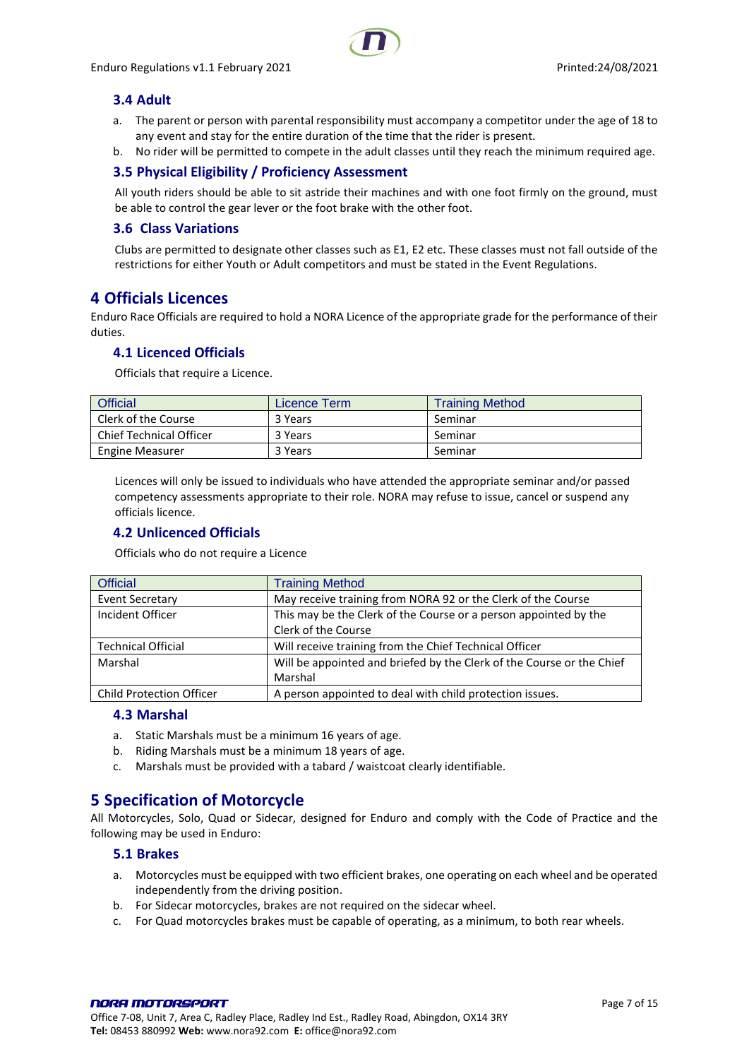### 3.4 Adult

a. The parent or person with parental responsibility must accompany a competitor under the age of 18 to any event and stay for the entire duration of the time that the rider is present.
b. No rider will be permitted to compete in the adult classes until they reach the minimum required age.

### 3.5 Physical Eligibility / Proficiency Assessment

All youth riders should be able to sit astride their machines and with one foot firmly on the ground, must be able to control the gear lever or the foot brake with the other foot.

### 3.6 Class Variations

Clubs are permitted to designate other classes such as E1, E2 etc. These classes must not fall outside of the restrictions for either Youth or Adult competitors and must be stated in the Event Regulations.

## 4 Officials Licences

Enduro Race Officials are required to hold a NORA Licence of the appropriate grade for the performance of their duties.

### 4.1 Licenced Officials

Officials that require a Licence.

| Official | Licence Term | Training Method |
|---|---|---|
| Clerk of the Course | 3 Years | Seminar |
| Chief Technical Officer | 3 Years | Seminar |
| Engine Measurer | 3 Years | Seminar |

Licences will only be issued to individuals who have attended the appropriate seminar and/or passed competency assessments appropriate to their role. NORA may refuse to issue, cancel or suspend any officials licence.

### 4.2 Unlicenced Officials

Officials who do not require a Licence

| Official | Training Method |
|---|---|
| Event Secretary | May receive training from NORA 92 or the Clerk of the Course |
| Incident Officer | This may be the Clerk of the Course or a person appointed by the Clerk of the Course |
| Technical Official | Will receive training from the Chief Technical Officer |
| Marshal | Will be appointed and briefed by the Clerk of the Course or the Chief Marshal |
| Child Protection Officer | A person appointed to deal with child protection issues. |

### 4.3 Marshal

a. Static Marshals must be a minimum 16 years of age.
b. Riding Marshals must be a minimum 18 years of age.
c. Marshals must be provided with a tabard / waistcoat clearly identifiable.

## 5 Specification of Motorcycle

All Motorcycles, Solo, Quad or Sidecar, designed for Enduro and comply with the Code of Practice and the following may be used in Enduro:

### 5.1 Brakes

a. Motorcycles must be equipped with two efficient brakes, one operating on each wheel and be operated independently from the driving position.
b. For Sidecar motorcycles, brakes are not required on the sidecar wheel.
c. For Quad motorcycles brakes must be capable of operating, as a minimum, to both rear wheels.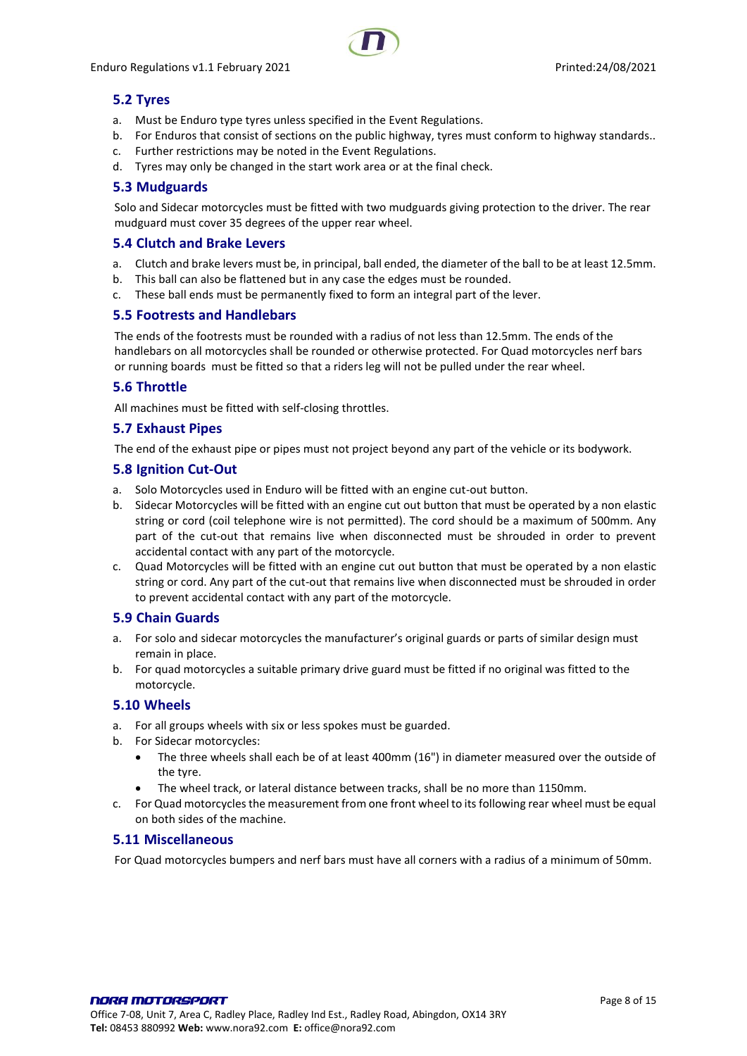## 5.2 Tyres

a. Must be Enduro type tyres unless specified in the Event Regulations.
b. For Enduros that consist of sections on the public highway, tyres must conform to highway standards..
c. Further restrictions may be noted in the Event Regulations.
d. Tyres may only be changed in the start work area or at the final check.

## 5.3 Mudguards

Solo and Sidecar motorcycles must be fitted with two mudguards giving protection to the driver. The rear mudguard must cover 35 degrees of the upper rear wheel.

## 5.4 Clutch and Brake Levers

a. Clutch and brake levers must be, in principal, ball ended, the diameter of the ball to be at least 12.5mm.
b. This ball can also be flattened but in any case the edges must be rounded.
c. These ball ends must be permanently fixed to form an integral part of the lever.

## 5.5 Footrests and Handlebars

The ends of the footrests must be rounded with a radius of not less than 12.5mm. The ends of the handlebars on all motorcycles shall be rounded or otherwise protected. For Quad motorcycles nerf bars or running boards must be fitted so that a riders leg will not be pulled under the rear wheel.

## 5.6 Throttle

All machines must be fitted with self-closing throttles.

## 5.7 Exhaust Pipes

The end of the exhaust pipe or pipes must not project beyond any part of the vehicle or its bodywork.

## 5.8 Ignition Cut-Out

a. Solo Motorcycles used in Enduro will be fitted with an engine cut-out button.
b. Sidecar Motorcycles will be fitted with an engine cut out button that must be operated by a non elastic string or cord (coil telephone wire is not permitted). The cord should be a maximum of 500mm. Any part of the cut-out that remains live when disconnected must be shrouded in order to prevent accidental contact with any part of the motorcycle.
c. Quad Motorcycles will be fitted with an engine cut out button that must be operated by a non elastic string or cord. Any part of the cut-out that remains live when disconnected must be shrouded in order to prevent accidental contact with any part of the motorcycle.

## 5.9 Chain Guards

a. For solo and sidecar motorcycles the manufacturer's original guards or parts of similar design must remain in place.
b. For quad motorcycles a suitable primary drive guard must be fitted if no original was fitted to the motorcycle.

## 5.10 Wheels

a. For all groups wheels with six or less spokes must be guarded.
b. For Sidecar motorcycles:
   - The three wheels shall each be of at least 400mm (16") in diameter measured over the outside of the tyre.
   - The wheel track, or lateral distance between tracks, shall be no more than 1150mm.
c. For Quad motorcycles the measurement from one front wheel to its following rear wheel must be equal on both sides of the machine.

## 5.11 Miscellaneous

For Quad motorcycles bumpers and nerf bars must have all corners with a radius of a minimum of 50mm.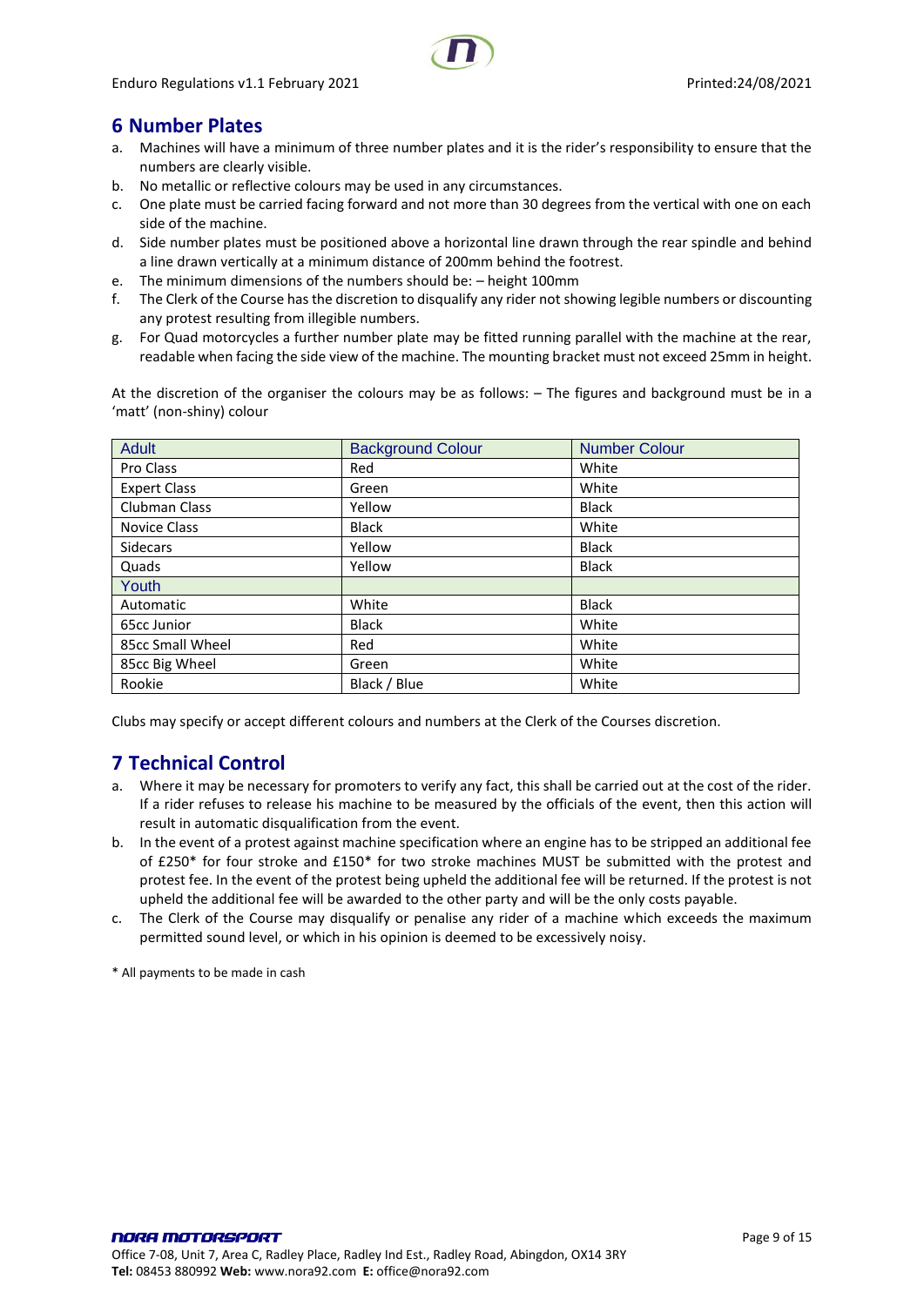## 6 Number Plates

a. Machines will have a minimum of three number plates and it is the rider's responsibility to ensure that the numbers are clearly visible.
b. No metallic or reflective colours may be used in any circumstances.
c. One plate must be carried facing forward and not more than 30 degrees from the vertical with one on each side of the machine.
d. Side number plates must be positioned above a horizontal line drawn through the rear spindle and behind a line drawn vertically at a minimum distance of 200mm behind the footrest.
e. The minimum dimensions of the numbers should be: – height 100mm
f. The Clerk of the Course has the discretion to disqualify any rider not showing legible numbers or discounting any protest resulting from illegible numbers.
g. For Quad motorcycles a further number plate may be fitted running parallel with the machine at the rear, readable when facing the side view of the machine. The mounting bracket must not exceed 25mm in height.

At the discretion of the organiser the colours may be as follows: – The figures and background must be in a 'matt' (non-shiny) colour

| Adult | Background Colour | Number Colour |
|---|---|---|
| Pro Class | Red | White |
| Expert Class | Green | White |
| Clubman Class | Yellow | Black |
| Novice Class | Black | White |
| Sidecars | Yellow | Black |
| Quads | Yellow | Black |
| **Youth** | | |
| Automatic | White | Black |
| 65cc Junior | Black | White |
| 85cc Small Wheel | Red | White |
| 85cc Big Wheel | Green | White |
| Rookie | Black / Blue | White |

Clubs may specify or accept different colours and numbers at the Clerk of the Courses discretion.

## 7 Technical Control

a. Where it may be necessary for promoters to verify any fact, this shall be carried out at the cost of the rider. If a rider refuses to release his machine to be measured by the officials of the event, then this action will result in automatic disqualification from the event.
b. In the event of a protest against machine specification where an engine has to be stripped an additional fee of £250* for four stroke and £150* for two stroke machines MUST be submitted with the protest and protest fee. In the event of the protest being upheld the additional fee will be returned. If the protest is not upheld the additional fee will be awarded to the other party and will be the only costs payable.
c. The Clerk of the Course may disqualify or penalise any rider of a machine which exceeds the maximum permitted sound level, or which in his opinion is deemed to be excessively noisy.

\* All payments to be made in cash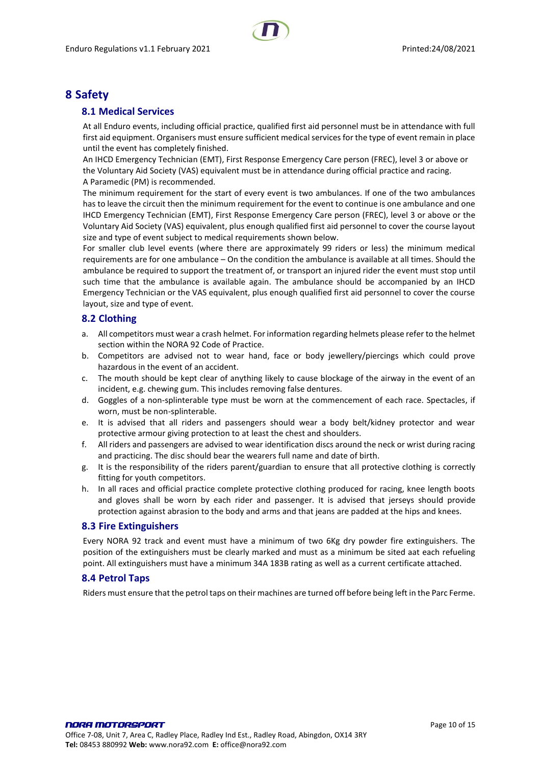# 8 Safety

## 8.1 Medical Services

At all Enduro events, including official practice, qualified first aid personnel must be in attendance with full first aid equipment. Organisers must ensure sufficient medical services for the type of event remain in place until the event has completely finished.

An IHCD Emergency Technician (EMT), First Response Emergency Care person (FREC), level 3 or above or the Voluntary Aid Society (VAS) equivalent must be in attendance during official practice and racing.

A Paramedic (PM) is recommended.

The minimum requirement for the start of every event is two ambulances. If one of the two ambulances has to leave the circuit then the minimum requirement for the event to continue is one ambulance and one IHCD Emergency Technician (EMT), First Response Emergency Care person (FREC), level 3 or above or the Voluntary Aid Society (VAS) equivalent, plus enough qualified first aid personnel to cover the course layout size and type of event subject to medical requirements shown below.

For smaller club level events (where there are approximately 99 riders or less) the minimum medical requirements are for one ambulance – On the condition the ambulance is available at all times. Should the ambulance be required to support the treatment of, or transport an injured rider the event must stop until such time that the ambulance is available again. The ambulance should be accompanied by an IHCD Emergency Technician or the VAS equivalent, plus enough qualified first aid personnel to cover the course layout, size and type of event.

## 8.2 Clothing

a. All competitors must wear a crash helmet. For information regarding helmets please refer to the helmet section within the NORA 92 Code of Practice.
b. Competitors are advised not to wear hand, face or body jewellery/piercings which could prove hazardous in the event of an accident.
c. The mouth should be kept clear of anything likely to cause blockage of the airway in the event of an incident, e.g. chewing gum. This includes removing false dentures.
d. Goggles of a non-splinterable type must be worn at the commencement of each race. Spectacles, if worn, must be non-splinterable.
e. It is advised that all riders and passengers should wear a body belt/kidney protector and wear protective armour giving protection to at least the chest and shoulders.
f. All riders and passengers are advised to wear identification discs around the neck or wrist during racing and practicing. The disc should bear the wearers full name and date of birth.
g. It is the responsibility of the riders parent/guardian to ensure that all protective clothing is correctly fitting for youth competitors.
h. In all races and official practice complete protective clothing produced for racing, knee length boots and gloves shall be worn by each rider and passenger. It is advised that jerseys should provide protection against abrasion to the body and arms and that jeans are padded at the hips and knees.

## 8.3 Fire Extinguishers

Every NORA 92 track and event must have a minimum of two 6Kg dry powder fire extinguishers. The position of the extinguishers must be clearly marked and must as a minimum be sited aat each refueling point. All extinguishers must have a minimum 34A 183B rating as well as a current certificate attached.

## 8.4 Petrol Taps

Riders must ensure that the petrol taps on their machines are turned off before being left in the Parc Ferme.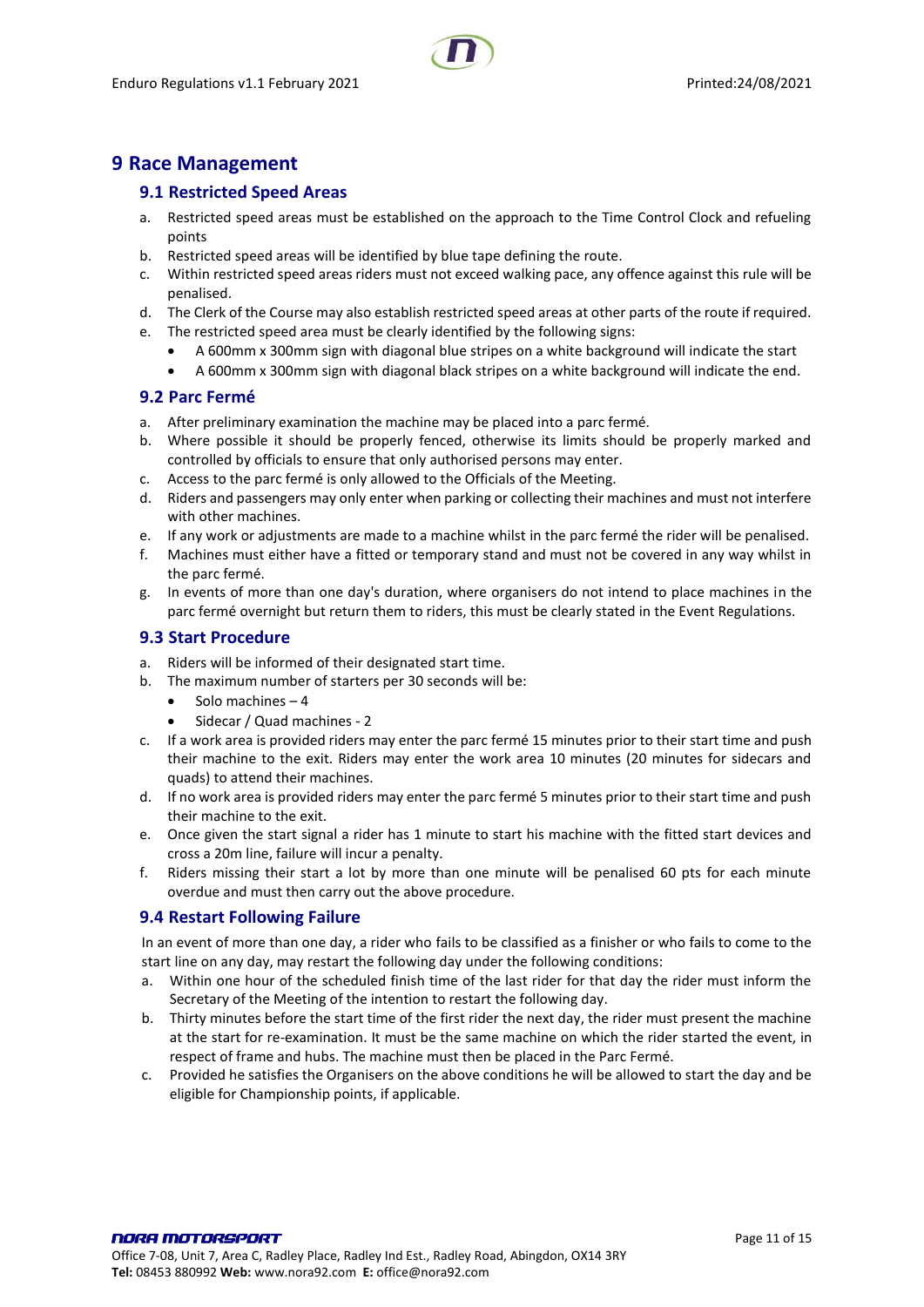# 9 Race Management

## 9.1 Restricted Speed Areas

a. Restricted speed areas must be established on the approach to the Time Control Clock and refueling points
b. Restricted speed areas will be identified by blue tape defining the route.
c. Within restricted speed areas riders must not exceed walking pace, any offence against this rule will be penalised.
d. The Clerk of the Course may also establish restricted speed areas at other parts of the route if required.
e. The restricted speed area must be clearly identified by the following signs:
   - A 600mm x 300mm sign with diagonal blue stripes on a white background will indicate the start
   - A 600mm x 300mm sign with diagonal black stripes on a white background will indicate the end.

## 9.2 Parc Fermé

a. After preliminary examination the machine may be placed into a parc fermé.
b. Where possible it should be properly fenced, otherwise its limits should be properly marked and controlled by officials to ensure that only authorised persons may enter.
c. Access to the parc fermé is only allowed to the Officials of the Meeting.
d. Riders and passengers may only enter when parking or collecting their machines and must not interfere with other machines.
e. If any work or adjustments are made to a machine whilst in the parc fermé the rider will be penalised.
f. Machines must either have a fitted or temporary stand and must not be covered in any way whilst in the parc fermé.
g. In events of more than one day's duration, where organisers do not intend to place machines in the parc fermé overnight but return them to riders, this must be clearly stated in the Event Regulations.

## 9.3 Start Procedure

a. Riders will be informed of their designated start time.
b. The maximum number of starters per 30 seconds will be:
   - Solo machines – 4
   - Sidecar / Quad machines - 2
c. If a work area is provided riders may enter the parc fermé 15 minutes prior to their start time and push their machine to the exit. Riders may enter the work area 10 minutes (20 minutes for sidecars and quads) to attend their machines.
d. If no work area is provided riders may enter the parc fermé 5 minutes prior to their start time and push their machine to the exit.
e. Once given the start signal a rider has 1 minute to start his machine with the fitted start devices and cross a 20m line, failure will incur a penalty.
f. Riders missing their start a lot by more than one minute will be penalised 60 pts for each minute overdue and must then carry out the above procedure.

## 9.4 Restart Following Failure

In an event of more than one day, a rider who fails to be classified as a finisher or who fails to come to the start line on any day, may restart the following day under the following conditions:

a. Within one hour of the scheduled finish time of the last rider for that day the rider must inform the Secretary of the Meeting of the intention to restart the following day.
b. Thirty minutes before the start time of the first rider the next day, the rider must present the machine at the start for re-examination. It must be the same machine on which the rider started the event, in respect of frame and hubs. The machine must then be placed in the Parc Fermé.
c. Provided he satisfies the Organisers on the above conditions he will be allowed to start the day and be eligible for Championship points, if applicable.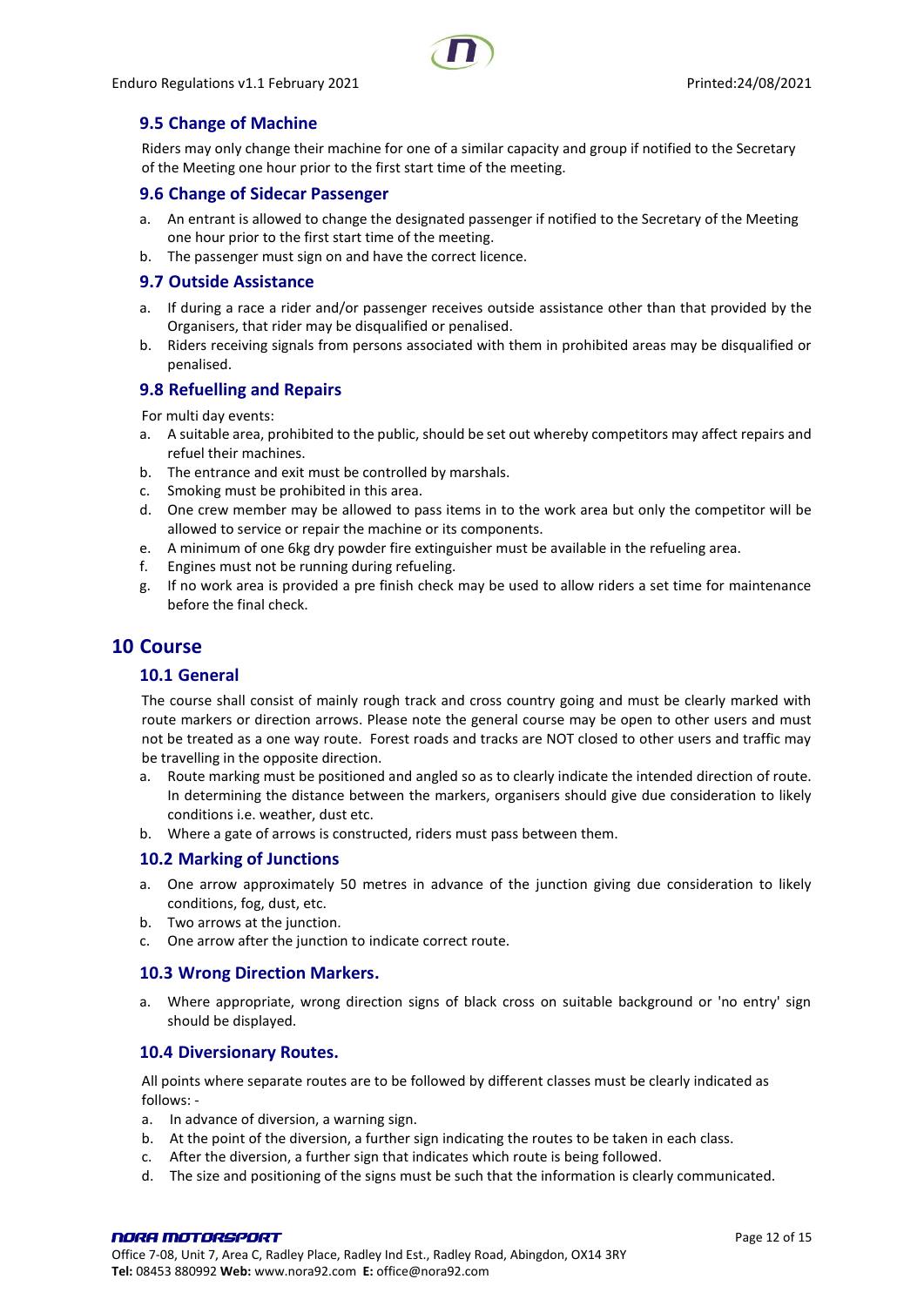### 9.5 Change of Machine

Riders may only change their machine for one of a similar capacity and group if notified to the Secretary of the Meeting one hour prior to the first start time of the meeting.

### 9.6 Change of Sidecar Passenger

a. An entrant is allowed to change the designated passenger if notified to the Secretary of the Meeting one hour prior to the first start time of the meeting.
b. The passenger must sign on and have the correct licence.

### 9.7 Outside Assistance

a. If during a race a rider and/or passenger receives outside assistance other than that provided by the Organisers, that rider may be disqualified or penalised.
b. Riders receiving signals from persons associated with them in prohibited areas may be disqualified or penalised.

### 9.8 Refuelling and Repairs

For multi day events:

a. A suitable area, prohibited to the public, should be set out whereby competitors may affect repairs and refuel their machines.
b. The entrance and exit must be controlled by marshals.
c. Smoking must be prohibited in this area.
d. One crew member may be allowed to pass items in to the work area but only the competitor will be allowed to service or repair the machine or its components.
e. A minimum of one 6kg dry powder fire extinguisher must be available in the refueling area.
f. Engines must not be running during refueling.
g. If no work area is provided a pre finish check may be used to allow riders a set time for maintenance before the final check.

## 10 Course

### 10.1 General

The course shall consist of mainly rough track and cross country going and must be clearly marked with route markers or direction arrows. Please note the general course may be open to other users and must not be treated as a one way route. Forest roads and tracks are NOT closed to other users and traffic may be travelling in the opposite direction.

a. Route marking must be positioned and angled so as to clearly indicate the intended direction of route. In determining the distance between the markers, organisers should give due consideration to likely conditions i.e. weather, dust etc.
b. Where a gate of arrows is constructed, riders must pass between them.

### 10.2 Marking of Junctions

a. One arrow approximately 50 metres in advance of the junction giving due consideration to likely conditions, fog, dust, etc.
b. Two arrows at the junction.
c. One arrow after the junction to indicate correct route.

### 10.3 Wrong Direction Markers.

a. Where appropriate, wrong direction signs of black cross on suitable background or 'no entry' sign should be displayed.

### 10.4 Diversionary Routes.

All points where separate routes are to be followed by different classes must be clearly indicated as follows: -

a. In advance of diversion, a warning sign.
b. At the point of the diversion, a further sign indicating the routes to be taken in each class.
c. After the diversion, a further sign that indicates which route is being followed.
d. The size and positioning of the signs must be such that the information is clearly communicated.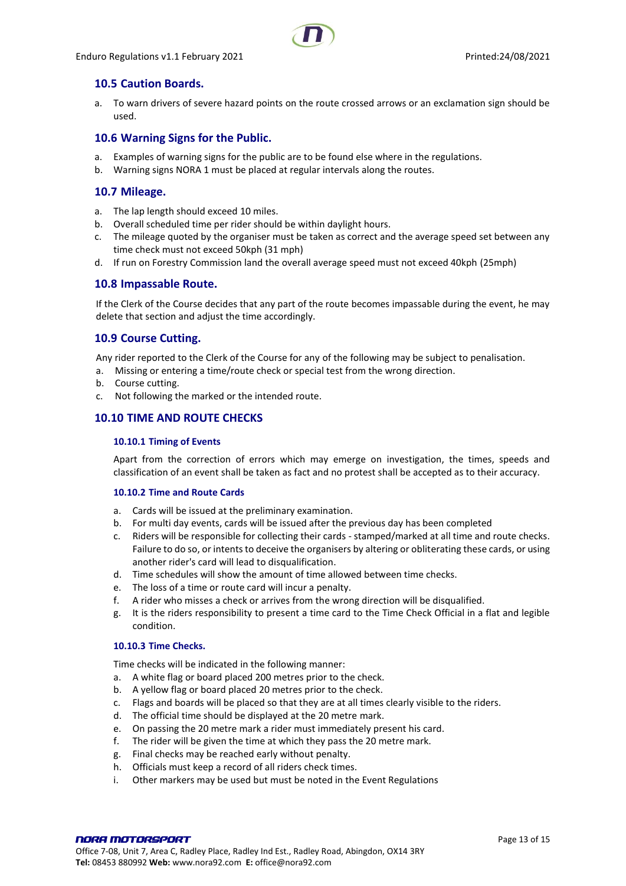## 10.5 Caution Boards.

a. To warn drivers of severe hazard points on the route crossed arrows or an exclamation sign should be used.

## 10.6 Warning Signs for the Public.

a. Examples of warning signs for the public are to be found else where in the regulations.
b. Warning signs NORA 1 must be placed at regular intervals along the routes.

## 10.7 Mileage.

a. The lap length should exceed 10 miles.
b. Overall scheduled time per rider should be within daylight hours.
c. The mileage quoted by the organiser must be taken as correct and the average speed set between any time check must not exceed 50kph (31 mph)
d. If run on Forestry Commission land the overall average speed must not exceed 40kph (25mph)

## 10.8 Impassable Route.

If the Clerk of the Course decides that any part of the route becomes impassable during the event, he may delete that section and adjust the time accordingly.

## 10.9 Course Cutting.

Any rider reported to the Clerk of the Course for any of the following may be subject to penalisation.

a. Missing or entering a time/route check or special test from the wrong direction.
b. Course cutting.
c. Not following the marked or the intended route.

## 10.10 TIME AND ROUTE CHECKS

### 10.10.1 Timing of Events

Apart from the correction of errors which may emerge on investigation, the times, speeds and classification of an event shall be taken as fact and no protest shall be accepted as to their accuracy.

### 10.10.2 Time and Route Cards

a. Cards will be issued at the preliminary examination.
b. For multi day events, cards will be issued after the previous day has been completed
c. Riders will be responsible for collecting their cards - stamped/marked at all time and route checks. Failure to do so, or intents to deceive the organisers by altering or obliterating these cards, or using another rider's card will lead to disqualification.
d. Time schedules will show the amount of time allowed between time checks.
e. The loss of a time or route card will incur a penalty.
f. A rider who misses a check or arrives from the wrong direction will be disqualified.
g. It is the riders responsibility to present a time card to the Time Check Official in a flat and legible condition.

### 10.10.3 Time Checks.

Time checks will be indicated in the following manner:

a. A white flag or board placed 200 metres prior to the check.
b. A yellow flag or board placed 20 metres prior to the check.
c. Flags and boards will be placed so that they are at all times clearly visible to the riders.
d. The official time should be displayed at the 20 metre mark.
e. On passing the 20 metre mark a rider must immediately present his card.
f. The rider will be given the time at which they pass the 20 metre mark.
g. Final checks may be reached early without penalty.
h. Officials must keep a record of all riders check times.
i. Other markers may be used but must be noted in the Event Regulations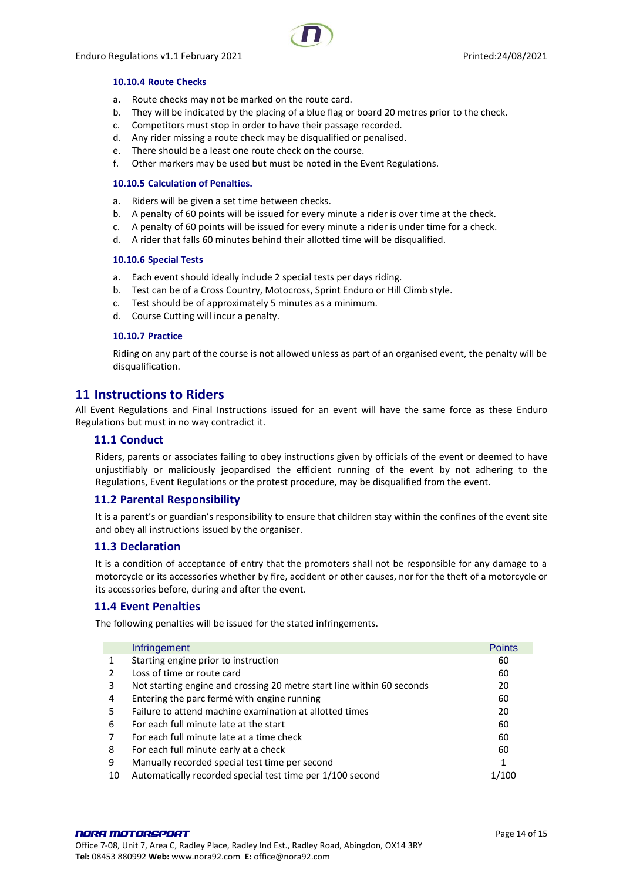#### 10.10.4 Route Checks

a. Route checks may not be marked on the route card.
b. They will be indicated by the placing of a blue flag or board 20 metres prior to the check.
c. Competitors must stop in order to have their passage recorded.
d. Any rider missing a route check may be disqualified or penalised.
e. There should be a least one route check on the course.
f. Other markers may be used but must be noted in the Event Regulations.

#### 10.10.5 Calculation of Penalties.

a. Riders will be given a set time between checks.
b. A penalty of 60 points will be issued for every minute a rider is over time at the check.
c. A penalty of 60 points will be issued for every minute a rider is under time for a check.
d. A rider that falls 60 minutes behind their allotted time will be disqualified.

#### 10.10.6 Special Tests

a. Each event should ideally include 2 special tests per days riding.
b. Test can be of a Cross Country, Motocross, Sprint Enduro or Hill Climb style.
c. Test should be of approximately 5 minutes as a minimum.
d. Course Cutting will incur a penalty.

#### 10.10.7 Practice

Riding on any part of the course is not allowed unless as part of an organised event, the penalty will be disqualification.

# 11 Instructions to Riders

All Event Regulations and Final Instructions issued for an event will have the same force as these Enduro Regulations but must in no way contradict it.

## 11.1 Conduct

Riders, parents or associates failing to obey instructions given by officials of the event or deemed to have unjustifiably or maliciously jeopardised the efficient running of the event by not adhering to the Regulations, Event Regulations or the protest procedure, may be disqualified from the event.

## 11.2 Parental Responsibility

It is a parent's or guardian's responsibility to ensure that children stay within the confines of the event site and obey all instructions issued by the organiser.

## 11.3 Declaration

It is a condition of acceptance of entry that the promoters shall not be responsible for any damage to a motorcycle or its accessories whether by fire, accident or other causes, nor for the theft of a motorcycle or its accessories before, during and after the event.

## 11.4 Event Penalties

The following penalties will be issued for the stated infringements.

| | Infringement | Points |
|---|---|---|
| 1 | Starting engine prior to instruction | 60 |
| 2 | Loss of time or route card | 60 |
| 3 | Not starting engine and crossing 20 metre start line within 60 seconds | 20 |
| 4 | Entering the parc fermé with engine running | 60 |
| 5 | Failure to attend machine examination at allotted times | 20 |
| 6 | For each full minute late at the start | 60 |
| 7 | For each full minute late at a time check | 60 |
| 8 | For each full minute early at a check | 60 |
| 9 | Manually recorded special test time per second | 1 |
| 10 | Automatically recorded special test time per 1/100 second | 1/100 |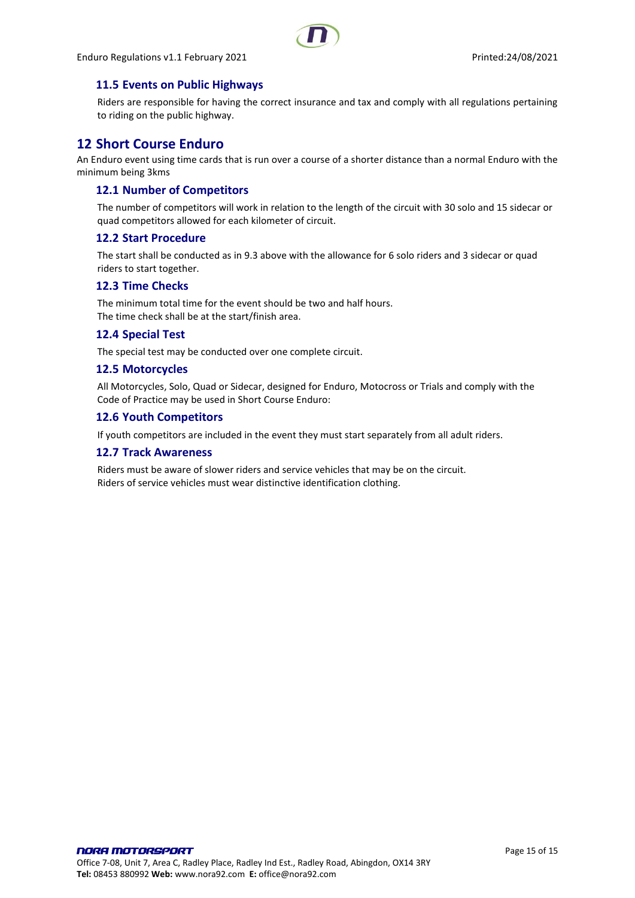### 11.5 Events on Public Highways

Riders are responsible for having the correct insurance and tax and comply with all regulations pertaining to riding on the public highway.

## 12 Short Course Enduro

An Enduro event using time cards that is run over a course of a shorter distance than a normal Enduro with the minimum being 3kms

### 12.1 Number of Competitors

The number of competitors will work in relation to the length of the circuit with 30 solo and 15 sidecar or quad competitors allowed for each kilometer of circuit.

### 12.2 Start Procedure

The start shall be conducted as in 9.3 above with the allowance for 6 solo riders and 3 sidecar or quad riders to start together.

### 12.3 Time Checks

The minimum total time for the event should be two and half hours.
The time check shall be at the start/finish area.

### 12.4 Special Test

The special test may be conducted over one complete circuit.

### 12.5 Motorcycles

All Motorcycles, Solo, Quad or Sidecar, designed for Enduro, Motocross or Trials and comply with the Code of Practice may be used in Short Course Enduro:

### 12.6 Youth Competitors

If youth competitors are included in the event they must start separately from all adult riders.

### 12.7 Track Awareness

Riders must be aware of slower riders and service vehicles that may be on the circuit.
Riders of service vehicles must wear distinctive identification clothing.